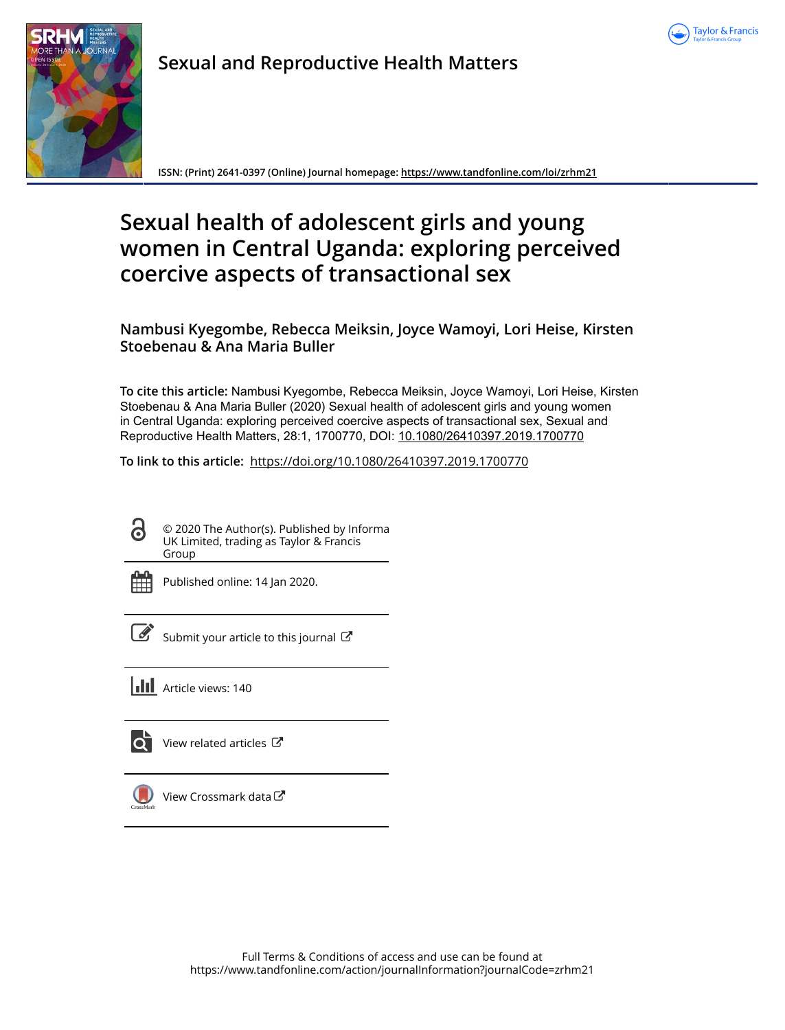Sexual and Reproductive Health Matters

ISSN: (Print) 2641-0397 (Online) Journal homepage: https://www.tandfonline.com/loi/zrhm21

# Sexual health of adolescent girls and young women in Central Uganda: exploring perceived coercive aspects of transactional sex

**Nambusi Kyegombe, Rebecca Meiksin, Joyce Wamoyi, Lori Heise, Kirsten Stoebenau & Ana Maria Buller**

**To cite this article:** Nambusi Kyegombe, Rebecca Meiksin, Joyce Wamoyi, Lori Heise, Kirsten Stoebenau & Ana Maria Buller (2020) Sexual health of adolescent girls and young women in Central Uganda: exploring perceived coercive aspects of transactional sex, Sexual and Reproductive Health Matters, 28:1, 1700770, DOI: 10.1080/26410397.2019.1700770

**To link to this article:** https://doi.org/10.1080/26410397.2019.1700770

© 2020 The Author(s). Published by Informa UK Limited, trading as Taylor & Francis Group

Published online: 14 Jan 2020.

Submit your article to this journal

Article views: 140

View related articles

View Crossmark data

Full Terms & Conditions of access and use can be found at https://www.tandfonline.com/action/journalInformation?journalCode=zrhm21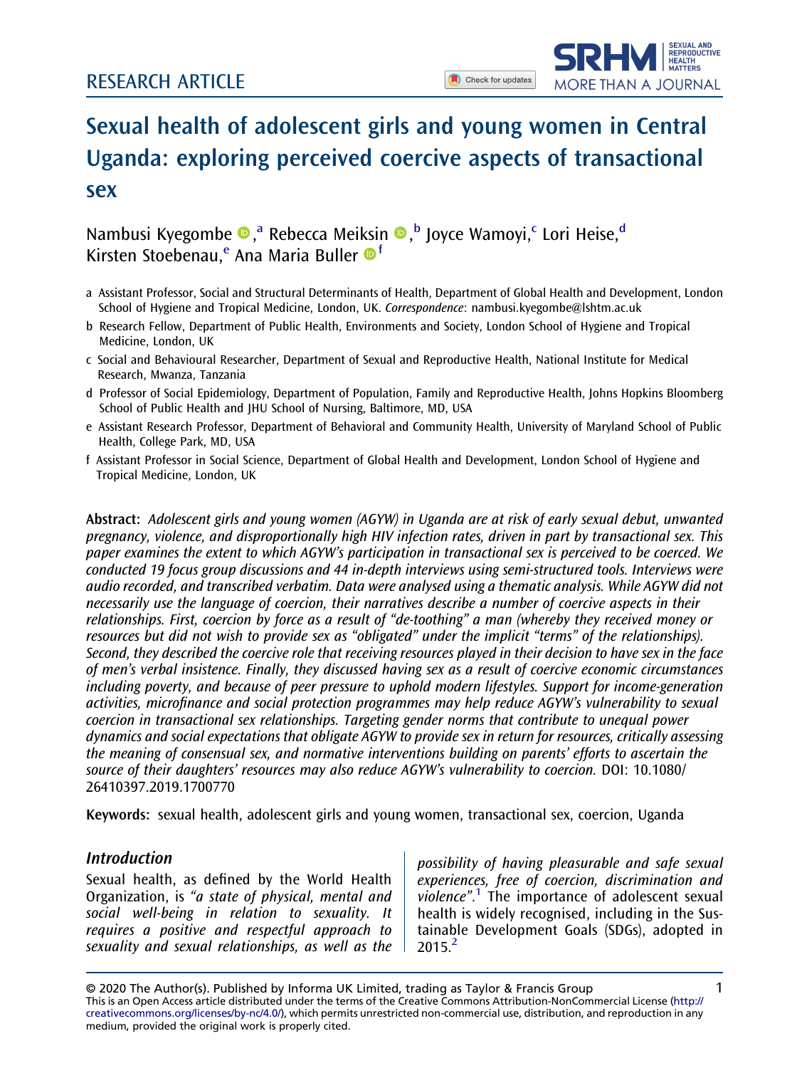RESEARCH ARTICLE

# Sexual health of adolescent girls and young women in Central Uganda: exploring perceived coercive aspects of transactional sex

Nambusi Kyegombe,[a] Rebecca Meiksin,[b] Joyce Wamoyi,[c] Lori Heise,[d] Kirsten Stoebenau,[e] Ana Maria Buller[f]

a Assistant Professor, Social and Structural Determinants of Health, Department of Global Health and Development, London School of Hygiene and Tropical Medicine, London, UK. *Correspondence*: nambusi.kyegombe@lshtm.ac.uk

b Research Fellow, Department of Public Health, Environments and Society, London School of Hygiene and Tropical Medicine, London, UK

c Social and Behavioural Researcher, Department of Sexual and Reproductive Health, National Institute for Medical Research, Mwanza, Tanzania

d Professor of Social Epidemiology, Department of Population, Family and Reproductive Health, Johns Hopkins Bloomberg School of Public Health and JHU School of Nursing, Baltimore, MD, USA

e Assistant Research Professor, Department of Behavioral and Community Health, University of Maryland School of Public Health, College Park, MD, USA

f Assistant Professor in Social Science, Department of Global Health and Development, London School of Hygiene and Tropical Medicine, London, UK

**Abstract:** *Adolescent girls and young women (AGYW) in Uganda are at risk of early sexual debut, unwanted pregnancy, violence, and disproportionally high HIV infection rates, driven in part by transactional sex. This paper examines the extent to which AGYW's participation in transactional sex is perceived to be coerced. We conducted 19 focus group discussions and 44 in-depth interviews using semi-structured tools. Interviews were audio recorded, and transcribed verbatim. Data were analysed using a thematic analysis. While AGYW did not necessarily use the language of coercion, their narratives describe a number of coercive aspects in their relationships. First, coercion by force as a result of "de-toothing" a man (whereby they received money or resources but did not wish to provide sex as "obligated" under the implicit "terms" of the relationships). Second, they described the coercive role that receiving resources played in their decision to have sex in the face of men's verbal insistence. Finally, they discussed having sex as a result of coercive economic circumstances including poverty, and because of peer pressure to uphold modern lifestyles. Support for income-generation activities, microfinance and social protection programmes may help reduce AGYW's vulnerability to sexual coercion in transactional sex relationships. Targeting gender norms that contribute to unequal power dynamics and social expectations that obligate AGYW to provide sex in return for resources, critically assessing the meaning of consensual sex, and normative interventions building on parents' efforts to ascertain the source of their daughters' resources may also reduce AGYW's vulnerability to coercion.* DOI: 10.1080/26410397.2019.1700770

**Keywords:** sexual health, adolescent girls and young women, transactional sex, coercion, Uganda

## Introduction

Sexual health, as defined by the World Health Organization, is *"a state of physical, mental and social well-being in relation to sexuality. It requires a positive and respectful approach to sexuality and sexual relationships, as well as the possibility of having pleasurable and safe sexual experiences, free of coercion, discrimination and violence"*.[1] The importance of adolescent sexual health is widely recognised, including in the Sustainable Development Goals (SDGs), adopted in 2015.[2]

© 2020 The Author(s). Published by Informa UK Limited, trading as Taylor & Francis Group
This is an Open Access article distributed under the terms of the Creative Commons Attribution-NonCommercial License (http://creativecommons.org/licenses/by-nc/4.0/), which permits unrestricted non-commercial use, distribution, and reproduction in any medium, provided the original work is properly cited.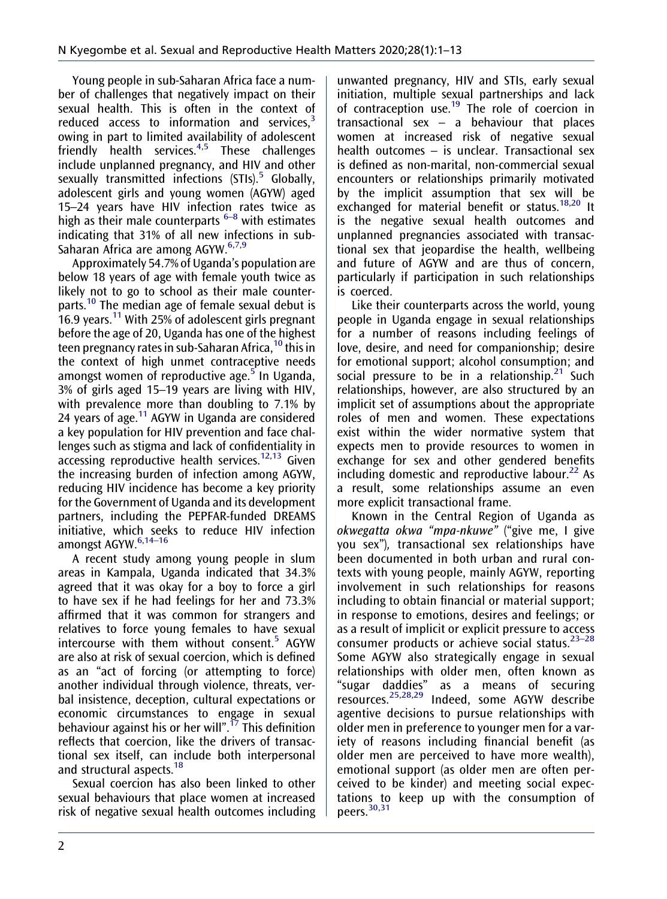Young people in sub-Saharan Africa face a number of challenges that negatively impact on their sexual health. This is often in the context of reduced access to information and services,[3] owing in part to limited availability of adolescent friendly health services.[4,5] These challenges include unplanned pregnancy, and HIV and other sexually transmitted infections (STIs).[5] Globally, adolescent girls and young women (AGYW) aged 15–24 years have HIV infection rates twice as high as their male counterparts [6–8] with estimates indicating that 31% of all new infections in sub-Saharan Africa are among AGYW.[6,7,9]

Approximately 54.7% of Uganda's population are below 18 years of age with female youth twice as likely not to go to school as their male counterparts.[10] The median age of female sexual debut is 16.9 years.[11] With 25% of adolescent girls pregnant before the age of 20, Uganda has one of the highest teen pregnancy rates in sub-Saharan Africa,[10] this in the context of high unmet contraceptive needs amongst women of reproductive age.[5] In Uganda, 3% of girls aged 15–19 years are living with HIV, with prevalence more than doubling to 7.1% by 24 years of age.[11] AGYW in Uganda are considered a key population for HIV prevention and face challenges such as stigma and lack of confidentiality in accessing reproductive health services.[12,13] Given the increasing burden of infection among AGYW, reducing HIV incidence has become a key priority for the Government of Uganda and its development partners, including the PEPFAR-funded DREAMS initiative, which seeks to reduce HIV infection amongst AGYW.[6,14–16]

A recent study among young people in slum areas in Kampala, Uganda indicated that 34.3% agreed that it was okay for a boy to force a girl to have sex if he had feelings for her and 73.3% affirmed that it was common for strangers and relatives to force young females to have sexual intercourse with them without consent.[5] AGYW are also at risk of sexual coercion, which is defined as an "act of forcing (or attempting to force) another individual through violence, threats, verbal insistence, deception, cultural expectations or economic circumstances to engage in sexual behaviour against his or her will".[17] This definition reflects that coercion, like the drivers of transactional sex itself, can include both interpersonal and structural aspects.[18]

Sexual coercion has also been linked to other sexual behaviours that place women at increased risk of negative sexual health outcomes including unwanted pregnancy, HIV and STIs, early sexual initiation, multiple sexual partnerships and lack of contraception use.[19] The role of coercion in transactional sex – a behaviour that places women at increased risk of negative sexual health outcomes – is unclear. Transactional sex is defined as non-marital, non-commercial sexual encounters or relationships primarily motivated by the implicit assumption that sex will be exchanged for material benefit or status.[18,20] It is the negative sexual health outcomes and unplanned pregnancies associated with transactional sex that jeopardise the health, wellbeing and future of AGYW and are thus of concern, particularly if participation in such relationships is coerced.

Like their counterparts across the world, young people in Uganda engage in sexual relationships for a number of reasons including feelings of love, desire, and need for companionship; desire for emotional support; alcohol consumption; and social pressure to be in a relationship.[21] Such relationships, however, are also structured by an implicit set of assumptions about the appropriate roles of men and women. These expectations exist within the wider normative system that expects men to provide resources to women in exchange for sex and other gendered benefits including domestic and reproductive labour.[22] As a result, some relationships assume an even more explicit transactional frame.

Known in the Central Region of Uganda as *okwegatta okwa "mpa-nkuwe"* ("give me, I give you sex"), transactional sex relationships have been documented in both urban and rural contexts with young people, mainly AGYW, reporting involvement in such relationships for reasons including to obtain financial or material support; in response to emotions, desires and feelings; or as a result of implicit or explicit pressure to access consumer products or achieve social status.[23–28] Some AGYW also strategically engage in sexual relationships with older men, often known as "sugar daddies" as a means of securing resources.[25,28,29] Indeed, some AGYW describe agentive decisions to pursue relationships with older men in preference to younger men for a variety of reasons including financial benefit (as older men are perceived to have more wealth), emotional support (as older men are often perceived to be kinder) and meeting social expectations to keep up with the consumption of peers.[30,31]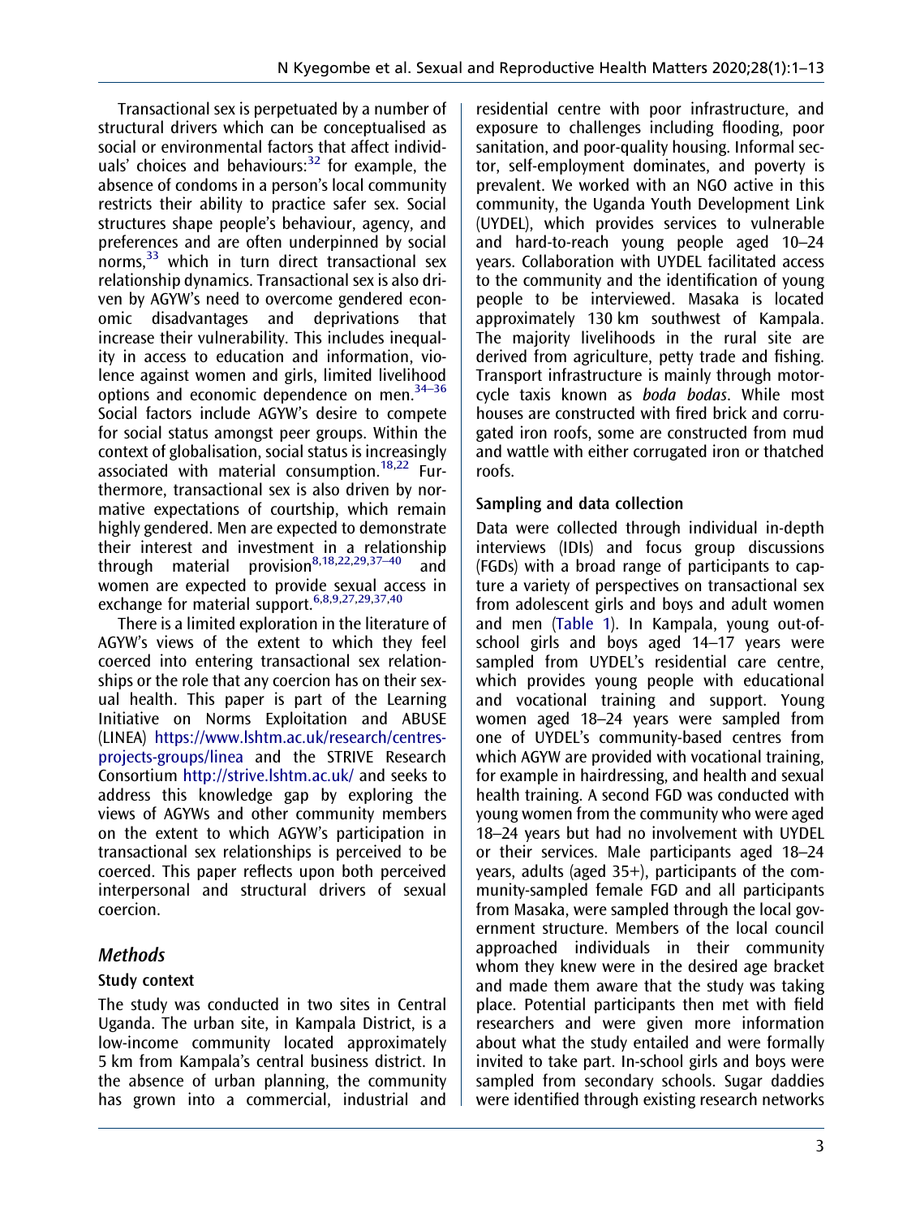Transactional sex is perpetuated by a number of structural drivers which can be conceptualised as social or environmental factors that affect individuals' choices and behaviours:[32] for example, the absence of condoms in a person's local community restricts their ability to practice safer sex. Social structures shape people's behaviour, agency, and preferences and are often underpinned by social norms,[33] which in turn direct transactional sex relationship dynamics. Transactional sex is also driven by AGYW's need to overcome gendered economic disadvantages and deprivations that increase their vulnerability. This includes inequality in access to education and information, violence against women and girls, limited livelihood options and economic dependence on men.[34–36] Social factors include AGYW's desire to compete for social status amongst peer groups. Within the context of globalisation, social status is increasingly associated with material consumption.[18,22] Furthermore, transactional sex is also driven by normative expectations of courtship, which remain highly gendered. Men are expected to demonstrate their interest and investment in a relationship through material provision[8,18,22,29,37–40] and women are expected to provide sexual access in exchange for material support.[6,8,9,27,29,37,40]

There is a limited exploration in the literature of AGYW's views of the extent to which they feel coerced into entering transactional sex relationships or the role that any coercion has on their sexual health. This paper is part of the Learning Initiative on Norms Exploitation and ABUSE (LINEA) https://www.lshtm.ac.uk/research/centres-projects-groups/linea and the STRIVE Research Consortium http://strive.lshtm.ac.uk/ and seeks to address this knowledge gap by exploring the views of AGYWs and other community members on the extent to which AGYW's participation in transactional sex relationships is perceived to be coerced. This paper reflects upon both perceived interpersonal and structural drivers of sexual coercion.

## Methods

### Study context

The study was conducted in two sites in Central Uganda. The urban site, in Kampala District, is a low-income community located approximately 5 km from Kampala's central business district. In the absence of urban planning, the community has grown into a commercial, industrial and residential centre with poor infrastructure, and exposure to challenges including flooding, poor sanitation, and poor-quality housing. Informal sector, self-employment dominates, and poverty is prevalent. We worked with an NGO active in this community, the Uganda Youth Development Link (UYDEL), which provides services to vulnerable and hard-to-reach young people aged 10–24 years. Collaboration with UYDEL facilitated access to the community and the identification of young people to be interviewed. Masaka is located approximately 130 km southwest of Kampala. The majority livelihoods in the rural site are derived from agriculture, petty trade and fishing. Transport infrastructure is mainly through motorcycle taxis known as *boda bodas*. While most houses are constructed with fired brick and corrugated iron roofs, some are constructed from mud and wattle with either corrugated iron or thatched roofs.

### Sampling and data collection

Data were collected through individual in-depth interviews (IDIs) and focus group discussions (FGDs) with a broad range of participants to capture a variety of perspectives on transactional sex from adolescent girls and boys and adult women and men (Table 1). In Kampala, young out-of-school girls and boys aged 14–17 years were sampled from UYDEL's residential care centre, which provides young people with educational and vocational training and support. Young women aged 18–24 years were sampled from one of UYDEL's community-based centres from which AGYW are provided with vocational training, for example in hairdressing, and health and sexual health training. A second FGD was conducted with young women from the community who were aged 18–24 years but had no involvement with UYDEL or their services. Male participants aged 18–24 years, adults (aged 35+), participants of the community-sampled female FGD and all participants from Masaka, were sampled through the local government structure. Members of the local council approached individuals in their community whom they knew were in the desired age bracket and made them aware that the study was taking place. Potential participants then met with field researchers and were given more information about what the study entailed and were formally invited to take part. In-school girls and boys were sampled from secondary schools. Sugar daddies were identified through existing research networks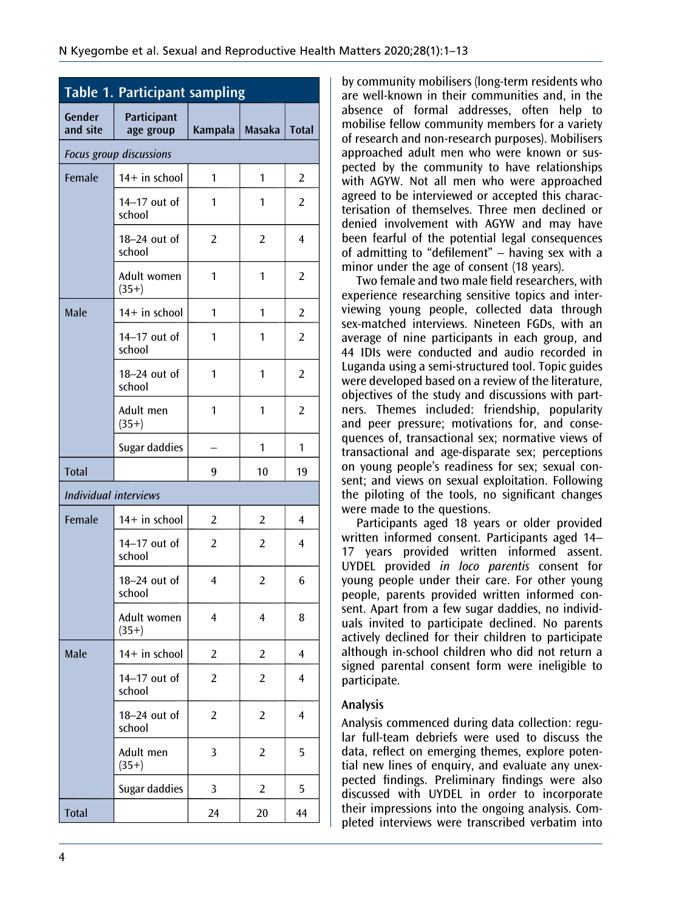**Table 1. Participant sampling**

| Gender and site | Participant age group | Kampala | Masaka | Total |
|---|---|---|---|---|
| *Focus group discussions* | | | | |
| Female | 14+ in school | 1 | 1 | 2 |
| | 14–17 out of school | 1 | 1 | 2 |
| | 18–24 out of school | 2 | 2 | 4 |
| | Adult women (35+) | 1 | 1 | 2 |
| Male | 14+ in school | 1 | 1 | 2 |
| | 14–17 out of school | 1 | 1 | 2 |
| | 18–24 out of school | 1 | 1 | 2 |
| | Adult men (35+) | 1 | 1 | 2 |
| | Sugar daddies | – | 1 | 1 |
| Total | | 9 | 10 | 19 |
| *Individual interviews* | | | | |
| Female | 14+ in school | 2 | 2 | 4 |
| | 14–17 out of school | 2 | 2 | 4 |
| | 18–24 out of school | 4 | 2 | 6 |
| | Adult women (35+) | 4 | 4 | 8 |
| Male | 14+ in school | 2 | 2 | 4 |
| | 14–17 out of school | 2 | 2 | 4 |
| | 18–24 out of school | 2 | 2 | 4 |
| | Adult men (35+) | 3 | 2 | 5 |
| | Sugar daddies | 3 | 2 | 5 |
| Total | | 24 | 20 | 44 |

by community mobilisers (long-term residents who are well-known in their communities and, in the absence of formal addresses, often help to mobilise fellow community members for a variety of research and non-research purposes). Mobilisers approached adult men who were known or suspected by the community to have relationships with AGYW. Not all men who were approached agreed to be interviewed or accepted this characterisation of themselves. Three men declined or denied involvement with AGYW and may have been fearful of the potential legal consequences of admitting to "defilement" – having sex with a minor under the age of consent (18 years).

Two female and two male field researchers, with experience researching sensitive topics and interviewing young people, collected data through sex-matched interviews. Nineteen FGDs, with an average of nine participants in each group, and 44 IDIs were conducted and audio recorded in Luganda using a semi-structured tool. Topic guides were developed based on a review of the literature, objectives of the study and discussions with partners. Themes included: friendship, popularity and peer pressure; motivations for, and consequences of, transactional sex; normative views of transactional and age-disparate sex; perceptions on young people's readiness for sex; sexual consent; and views on sexual exploitation. Following the piloting of the tools, no significant changes were made to the questions.

Participants aged 18 years or older provided written informed consent. Participants aged 14–17 years provided written informed assent. UYDEL provided *in loco parentis* consent for young people under their care. For other young people, parents provided written informed consent. Apart from a few sugar daddies, no individuals invited to participate declined. No parents actively declined for their children to participate although in-school children who did not return a signed parental consent form were ineligible to participate.

### Analysis

Analysis commenced during data collection: regular full-team debriefs were used to discuss the data, reflect on emerging themes, explore potential new lines of enquiry, and evaluate any unexpected findings. Preliminary findings were also discussed with UYDEL in order to incorporate their impressions into the ongoing analysis. Completed interviews were transcribed verbatim into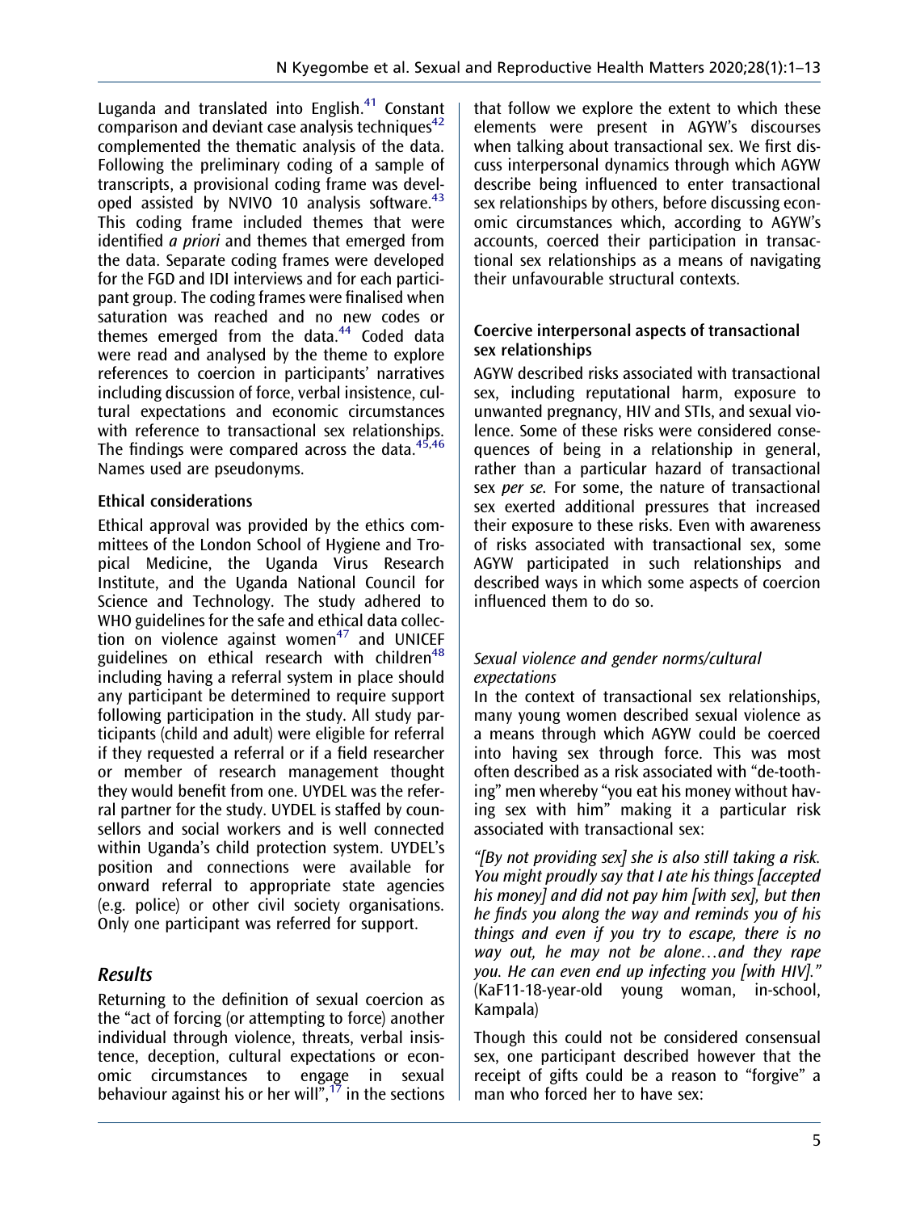Luganda and translated into English.[41] Constant comparison and deviant case analysis techniques[42] complemented the thematic analysis of the data. Following the preliminary coding of a sample of transcripts, a provisional coding frame was developed assisted by NVIVO 10 analysis software.[43] This coding frame included themes that were identified *a priori* and themes that emerged from the data. Separate coding frames were developed for the FGD and IDI interviews and for each participant group. The coding frames were finalised when saturation was reached and no new codes or themes emerged from the data.[44] Coded data were read and analysed by the theme to explore references to coercion in participants' narratives including discussion of force, verbal insistence, cultural expectations and economic circumstances with reference to transactional sex relationships. The findings were compared across the data.[45,46] Names used are pseudonyms.

### Ethical considerations

Ethical approval was provided by the ethics committees of the London School of Hygiene and Tropical Medicine, the Uganda Virus Research Institute, and the Uganda National Council for Science and Technology. The study adhered to WHO guidelines for the safe and ethical data collection on violence against women[47] and UNICEF guidelines on ethical research with children[48] including having a referral system in place should any participant be determined to require support following participation in the study. All study participants (child and adult) were eligible for referral if they requested a referral or if a field researcher or member of research management thought they would benefit from one. UYDEL was the referral partner for the study. UYDEL is staffed by counsellors and social workers and is well connected within Uganda's child protection system. UYDEL's position and connections were available for onward referral to appropriate state agencies (e.g. police) or other civil society organisations. Only one participant was referred for support.

## Results

Returning to the definition of sexual coercion as the "act of forcing (or attempting to force) another individual through violence, threats, verbal insistence, deception, cultural expectations or economic circumstances to engage in sexual behaviour against his or her will",[17] in the sections that follow we explore the extent to which these elements were present in AGYW's discourses when talking about transactional sex. We first discuss interpersonal dynamics through which AGYW describe being influenced to enter transactional sex relationships by others, before discussing economic circumstances which, according to AGYW's accounts, coerced their participation in transactional sex relationships as a means of navigating their unfavourable structural contexts.

### Coercive interpersonal aspects of transactional sex relationships

AGYW described risks associated with transactional sex, including reputational harm, exposure to unwanted pregnancy, HIV and STIs, and sexual violence. Some of these risks were considered consequences of being in a relationship in general, rather than a particular hazard of transactional sex *per se*. For some, the nature of transactional sex exerted additional pressures that increased their exposure to these risks. Even with awareness of risks associated with transactional sex, some AGYW participated in such relationships and described ways in which some aspects of coercion influenced them to do so.

#### *Sexual violence and gender norms/cultural expectations*

In the context of transactional sex relationships, many young women described sexual violence as a means through which AGYW could be coerced into having sex through force. This was most often described as a risk associated with "de-toothing" men whereby "you eat his money without having sex with him" making it a particular risk associated with transactional sex:

*"[By not providing sex] she is also still taking a risk. You might proudly say that I ate his things [accepted his money] and did not pay him [with sex], but then he finds you along the way and reminds you of his things and even if you try to escape, there is no way out, he may not be alone…and they rape you. He can even end up infecting you [with HIV]."* (KaF11-18-year-old young woman, in-school, Kampala)

Though this could not be considered consensual sex, one participant described however that the receipt of gifts could be a reason to "forgive" a man who forced her to have sex: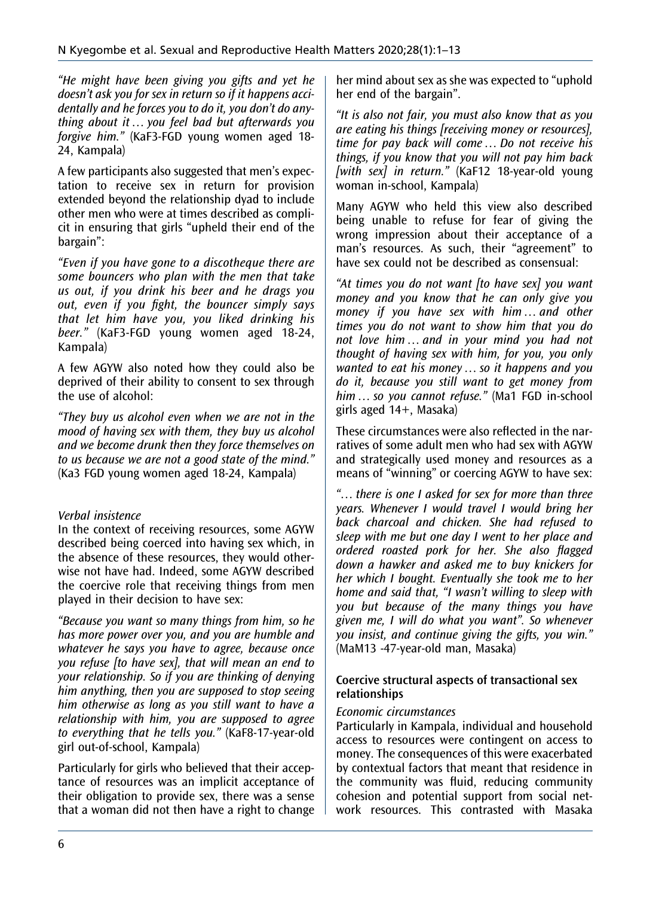*"He might have been giving you gifts and yet he doesn't ask you for sex in return so if it happens accidentally and he forces you to do it, you don't do anything about it … you feel bad but afterwards you forgive him."* (KaF3-FGD young women aged 18-24, Kampala)

A few participants also suggested that men's expectation to receive sex in return for provision extended beyond the relationship dyad to include other men who were at times described as complicit in ensuring that girls "upheld their end of the bargain":

*"Even if you have gone to a discotheque there are some bouncers who plan with the men that take us out, if you drink his beer and he drags you out, even if you fight, the bouncer simply says that let him have you, you liked drinking his beer."* (KaF3-FGD young women aged 18-24, Kampala)

A few AGYW also noted how they could also be deprived of their ability to consent to sex through the use of alcohol:

*"They buy us alcohol even when we are not in the mood of having sex with them, they buy us alcohol and we become drunk then they force themselves on to us because we are not a good state of the mind."* (Ka3 FGD young women aged 18-24, Kampala)

*Verbal insistence*

In the context of receiving resources, some AGYW described being coerced into having sex which, in the absence of these resources, they would otherwise not have had. Indeed, some AGYW described the coercive role that receiving things from men played in their decision to have sex:

*"Because you want so many things from him, so he has more power over you, and you are humble and whatever he says you have to agree, because once you refuse [to have sex], that will mean an end to your relationship. So if you are thinking of denying him anything, then you are supposed to stop seeing him otherwise as long as you still want to have a relationship with him, you are supposed to agree to everything that he tells you."* (KaF8-17-year-old girl out-of-school, Kampala)

Particularly for girls who believed that their acceptance of resources was an implicit acceptance of their obligation to provide sex, there was a sense that a woman did not then have a right to change her mind about sex as she was expected to "uphold her end of the bargain".

*"It is also not fair, you must also know that as you are eating his things [receiving money or resources], time for pay back will come … Do not receive his things, if you know that you will not pay him back [with sex] in return."* (KaF12 18-year-old young woman in-school, Kampala)

Many AGYW who held this view also described being unable to refuse for fear of giving the wrong impression about their acceptance of a man's resources. As such, their "agreement" to have sex could not be described as consensual:

*"At times you do not want [to have sex] you want money and you know that he can only give you money if you have sex with him … and other times you do not want to show him that you do not love him … and in your mind you had not thought of having sex with him, for you, you only wanted to eat his money … so it happens and you do it, because you still want to get money from him … so you cannot refuse."* (Ma1 FGD in-school girls aged 14+, Masaka)

These circumstances were also reflected in the narratives of some adult men who had sex with AGYW and strategically used money and resources as a means of "winning" or coercing AGYW to have sex:

*"… there is one I asked for sex for more than three years. Whenever I would travel I would bring her back charcoal and chicken. She had refused to sleep with me but one day I went to her place and ordered roasted pork for her. She also flagged down a hawker and asked me to buy knickers for her which I bought. Eventually she took me to her home and said that, "I wasn't willing to sleep with you but because of the many things you have given me, I will do what you want". So whenever you insist, and continue giving the gifts, you win."* (MaM13 -47-year-old man, Masaka)

### Coercive structural aspects of transactional sex relationships

*Economic circumstances*

Particularly in Kampala, individual and household access to resources were contingent on access to money. The consequences of this were exacerbated by contextual factors that meant that residence in the community was fluid, reducing community cohesion and potential support from social network resources. This contrasted with Masaka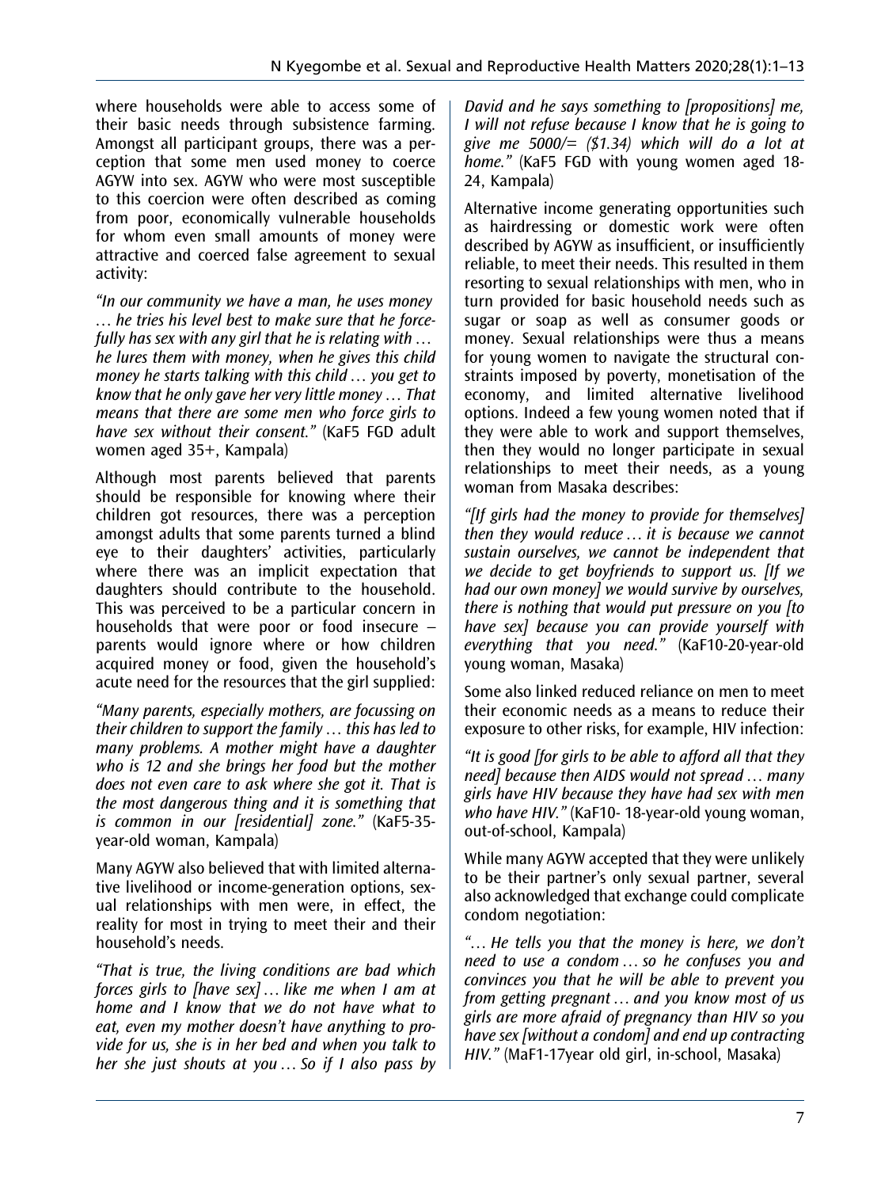where households were able to access some of their basic needs through subsistence farming. Amongst all participant groups, there was a perception that some men used money to coerce AGYW into sex. AGYW who were most susceptible to this coercion were often described as coming from poor, economically vulnerable households for whom even small amounts of money were attractive and coerced false agreement to sexual activity:

*"In our community we have a man, he uses money … he tries his level best to make sure that he forcefully has sex with any girl that he is relating with … he lures them with money, when he gives this child money he starts talking with this child … you get to know that he only gave her very little money … That means that there are some men who force girls to have sex without their consent."* (KaF5 FGD adult women aged 35+, Kampala)

Although most parents believed that parents should be responsible for knowing where their children got resources, there was a perception amongst adults that some parents turned a blind eye to their daughters' activities, particularly where there was an implicit expectation that daughters should contribute to the household. This was perceived to be a particular concern in households that were poor or food insecure – parents would ignore where or how children acquired money or food, given the household's acute need for the resources that the girl supplied:

*"Many parents, especially mothers, are focussing on their children to support the family … this has led to many problems. A mother might have a daughter who is 12 and she brings her food but the mother does not even care to ask where she got it. That is the most dangerous thing and it is something that is common in our [residential] zone."* (KaF5-35-year-old woman, Kampala)

Many AGYW also believed that with limited alternative livelihood or income-generation options, sexual relationships with men were, in effect, the reality for most in trying to meet their and their household's needs.

*"That is true, the living conditions are bad which forces girls to [have sex] … like me when I am at home and I know that we do not have what to eat, even my mother doesn't have anything to provide for us, she is in her bed and when you talk to her she just shouts at you … So if I also pass by David and he says something to [propositions] me, I will not refuse because I know that he is going to give me 5000/= ($1.34) which will do a lot at home."* (KaF5 FGD with young women aged 18-24, Kampala)

Alternative income generating opportunities such as hairdressing or domestic work were often described by AGYW as insufficient, or insufficiently reliable, to meet their needs. This resulted in them resorting to sexual relationships with men, who in turn provided for basic household needs such as sugar or soap as well as consumer goods or money. Sexual relationships were thus a means for young women to navigate the structural constraints imposed by poverty, monetisation of the economy, and limited alternative livelihood options. Indeed a few young women noted that if they were able to work and support themselves, then they would no longer participate in sexual relationships to meet their needs, as a young woman from Masaka describes:

*"[If girls had the money to provide for themselves] then they would reduce … it is because we cannot sustain ourselves, we cannot be independent that we decide to get boyfriends to support us. [If we had our own money] we would survive by ourselves, there is nothing that would put pressure on you [to have sex] because you can provide yourself with everything that you need."* (KaF10-20-year-old young woman, Masaka)

Some also linked reduced reliance on men to meet their economic needs as a means to reduce their exposure to other risks, for example, HIV infection:

*"It is good [for girls to be able to afford all that they need] because then AIDS would not spread … many girls have HIV because they have had sex with men who have HIV."* (KaF10- 18-year-old young woman, out-of-school, Kampala)

While many AGYW accepted that they were unlikely to be their partner's only sexual partner, several also acknowledged that exchange could complicate condom negotiation:

*"… He tells you that the money is here, we don't need to use a condom … so he confuses you and convinces you that he will be able to prevent you from getting pregnant … and you know most of us girls are more afraid of pregnancy than HIV so you have sex [without a condom] and end up contracting HIV."* (MaF1-17year old girl, in-school, Masaka)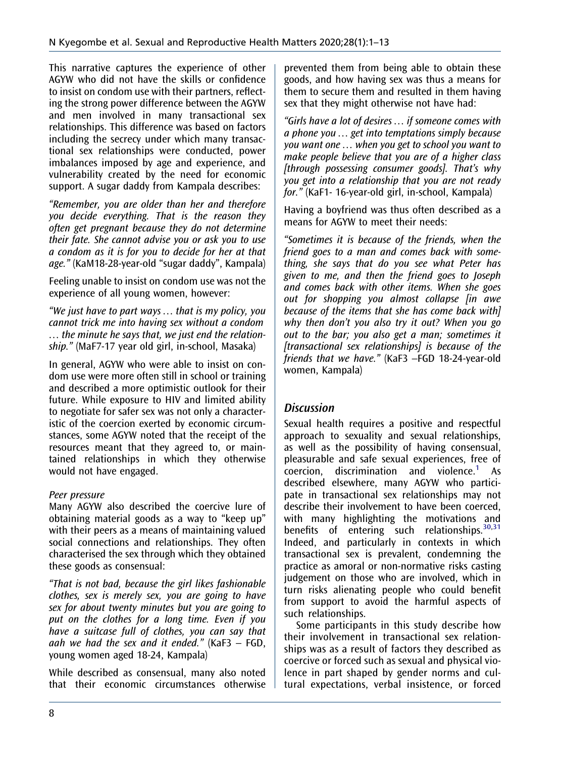This narrative captures the experience of other AGYW who did not have the skills or confidence to insist on condom use with their partners, reflecting the strong power difference between the AGYW and men involved in many transactional sex relationships. This difference was based on factors including the secrecy under which many transactional sex relationships were conducted, power imbalances imposed by age and experience, and vulnerability created by the need for economic support. A sugar daddy from Kampala describes:

*"Remember, you are older than her and therefore you decide everything. That is the reason they often get pregnant because they do not determine their fate. She cannot advise you or ask you to use a condom as it is for you to decide for her at that age."* (KaM18-28-year-old "sugar daddy", Kampala)

Feeling unable to insist on condom use was not the experience of all young women, however:

*"We just have to part ways … that is my policy, you cannot trick me into having sex without a condom … the minute he says that, we just end the relationship."* (MaF7-17 year old girl, in-school, Masaka)

In general, AGYW who were able to insist on condom use were more often still in school or training and described a more optimistic outlook for their future. While exposure to HIV and limited ability to negotiate for safer sex was not only a characteristic of the coercion exerted by economic circumstances, some AGYW noted that the receipt of the resources meant that they agreed to, or maintained relationships in which they otherwise would not have engaged.

*Peer pressure*

Many AGYW also described the coercive lure of obtaining material goods as a way to "keep up" with their peers as a means of maintaining valued social connections and relationships. They often characterised the sex through which they obtained these goods as consensual:

*"That is not bad, because the girl likes fashionable clothes, sex is merely sex, you are going to have sex for about twenty minutes but you are going to put on the clothes for a long time. Even if you have a suitcase full of clothes, you can say that aah we had the sex and it ended."* (KaF3 – FGD, young women aged 18-24, Kampala)

While described as consensual, many also noted that their economic circumstances otherwise prevented them from being able to obtain these goods, and how having sex was thus a means for them to secure them and resulted in them having sex that they might otherwise not have had:

*"Girls have a lot of desires … if someone comes with a phone you … get into temptations simply because you want one … when you get to school you want to make people believe that you are of a higher class [through possessing consumer goods]. That's why you get into a relationship that you are not ready for."* (KaF1- 16-year-old girl, in-school, Kampala)

Having a boyfriend was thus often described as a means for AGYW to meet their needs:

*"Sometimes it is because of the friends, when the friend goes to a man and comes back with something, she says that do you see what Peter has given to me, and then the friend goes to Joseph and comes back with other items. When she goes out for shopping you almost collapse [in awe because of the items that she has come back with] why then don't you also try it out? When you go out to the bar; you also get a man; sometimes it [transactional sex relationships] is because of the friends that we have."* (KaF3 –FGD 18-24-year-old women, Kampala)

## Discussion

Sexual health requires a positive and respectful approach to sexuality and sexual relationships, as well as the possibility of having consensual, pleasurable and safe sexual experiences, free of coercion, discrimination and violence.[1] As described elsewhere, many AGYW who participate in transactional sex relationships may not describe their involvement to have been coerced, with many highlighting the motivations and benefits of entering such relationships.[30,31] Indeed, and particularly in contexts in which transactional sex is prevalent, condemning the practice as amoral or non-normative risks casting judgement on those who are involved, which in turn risks alienating people who could benefit from support to avoid the harmful aspects of such relationships.

Some participants in this study describe how their involvement in transactional sex relationships was as a result of factors they described as coercive or forced such as sexual and physical violence in part shaped by gender norms and cultural expectations, verbal insistence, or forced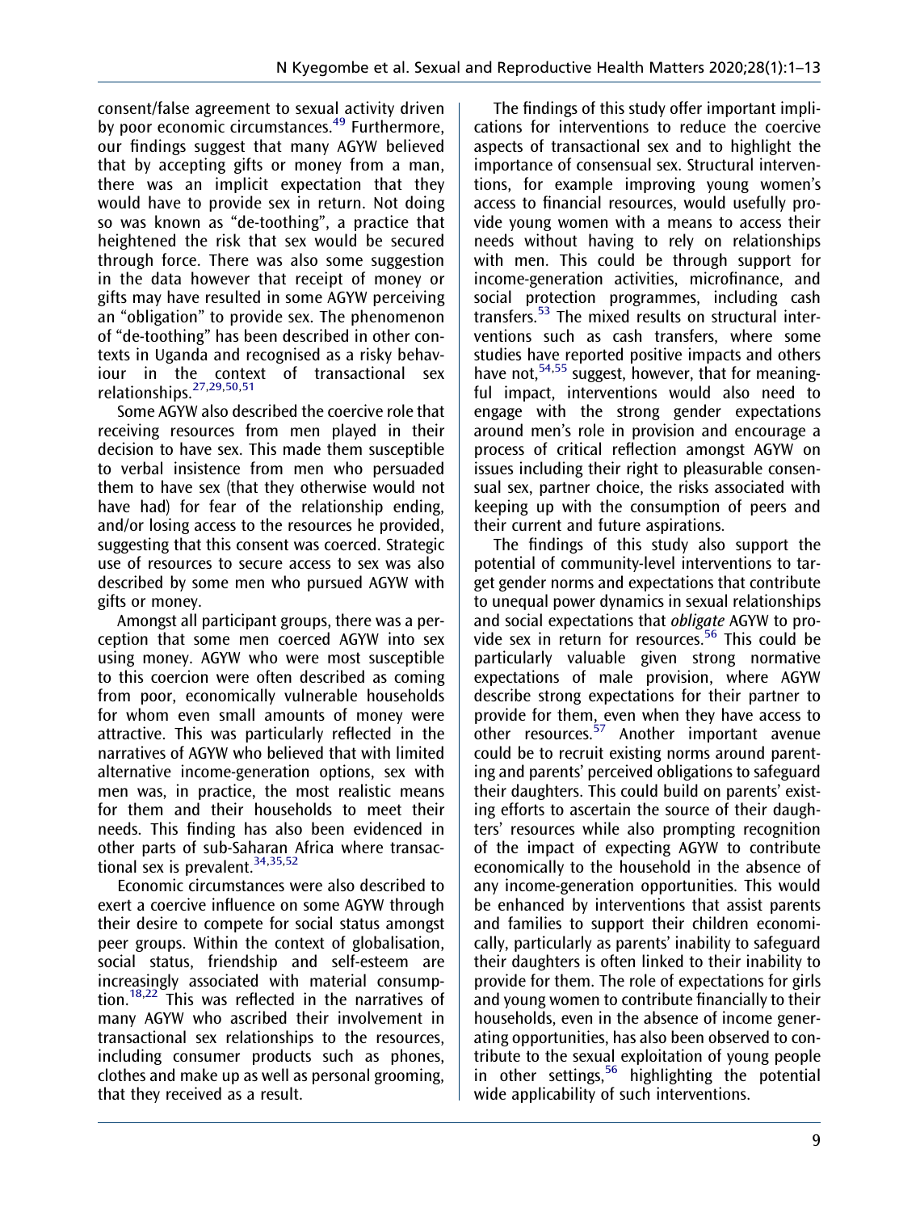consent/false agreement to sexual activity driven by poor economic circumstances.[49] Furthermore, our findings suggest that many AGYW believed that by accepting gifts or money from a man, there was an implicit expectation that they would have to provide sex in return. Not doing so was known as "de-toothing", a practice that heightened the risk that sex would be secured through force. There was also some suggestion in the data however that receipt of money or gifts may have resulted in some AGYW perceiving an "obligation" to provide sex. The phenomenon of "de-toothing" has been described in other contexts in Uganda and recognised as a risky behaviour in the context of transactional sex relationships.[27,29,50,51]

Some AGYW also described the coercive role that receiving resources from men played in their decision to have sex. This made them susceptible to verbal insistence from men who persuaded them to have sex (that they otherwise would not have had) for fear of the relationship ending, and/or losing access to the resources he provided, suggesting that this consent was coerced. Strategic use of resources to secure access to sex was also described by some men who pursued AGYW with gifts or money.

Amongst all participant groups, there was a perception that some men coerced AGYW into sex using money. AGYW who were most susceptible to this coercion were often described as coming from poor, economically vulnerable households for whom even small amounts of money were attractive. This was particularly reflected in the narratives of AGYW who believed that with limited alternative income-generation options, sex with men was, in practice, the most realistic means for them and their households to meet their needs. This finding has also been evidenced in other parts of sub-Saharan Africa where transactional sex is prevalent.[34,35,52]

Economic circumstances were also described to exert a coercive influence on some AGYW through their desire to compete for social status amongst peer groups. Within the context of globalisation, social status, friendship and self-esteem are increasingly associated with material consumption.[18,22] This was reflected in the narratives of many AGYW who ascribed their involvement in transactional sex relationships to the resources, including consumer products such as phones, clothes and make up as well as personal grooming, that they received as a result.

The findings of this study offer important implications for interventions to reduce the coercive aspects of transactional sex and to highlight the importance of consensual sex. Structural interventions, for example improving young women's access to financial resources, would usefully provide young women with a means to access their needs without having to rely on relationships with men. This could be through support for income-generation activities, microfinance, and social protection programmes, including cash transfers.[53] The mixed results on structural interventions such as cash transfers, where some studies have reported positive impacts and others have not,[54,55] suggest, however, that for meaningful impact, interventions would also need to engage with the strong gender expectations around men's role in provision and encourage a process of critical reflection amongst AGYW on issues including their right to pleasurable consensual sex, partner choice, the risks associated with keeping up with the consumption of peers and their current and future aspirations.

The findings of this study also support the potential of community-level interventions to target gender norms and expectations that contribute to unequal power dynamics in sexual relationships and social expectations that *obligate* AGYW to provide sex in return for resources.[56] This could be particularly valuable given strong normative expectations of male provision, where AGYW describe strong expectations for their partner to provide for them, even when they have access to other resources.[57] Another important avenue could be to recruit existing norms around parenting and parents' perceived obligations to safeguard their daughters. This could build on parents' existing efforts to ascertain the source of their daughters' resources while also prompting recognition of the impact of expecting AGYW to contribute economically to the household in the absence of any income-generation opportunities. This would be enhanced by interventions that assist parents and families to support their children economically, particularly as parents' inability to safeguard their daughters is often linked to their inability to provide for them. The role of expectations for girls and young women to contribute financially to their households, even in the absence of income generating opportunities, has also been observed to contribute to the sexual exploitation of young people in other settings,[56] highlighting the potential wide applicability of such interventions.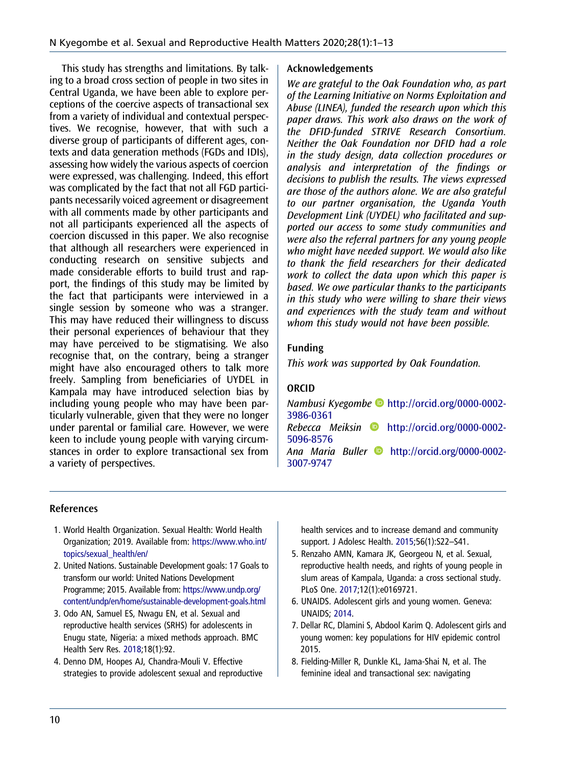This study has strengths and limitations. By talking to a broad cross section of people in two sites in Central Uganda, we have been able to explore perceptions of the coercive aspects of transactional sex from a variety of individual and contextual perspectives. We recognise, however, that with such a diverse group of participants of different ages, contexts and data generation methods (FGDs and IDIs), assessing how widely the various aspects of coercion were expressed, was challenging. Indeed, this effort was complicated by the fact that not all FGD participants necessarily voiced agreement or disagreement with all comments made by other participants and not all participants experienced all the aspects of coercion discussed in this paper. We also recognise that although all researchers were experienced in conducting research on sensitive subjects and made considerable efforts to build trust and rapport, the findings of this study may be limited by the fact that participants were interviewed in a single session by someone who was a stranger. This may have reduced their willingness to discuss their personal experiences of behaviour that they may have perceived to be stigmatising. We also recognise that, on the contrary, being a stranger might have also encouraged others to talk more freely. Sampling from beneficiaries of UYDEL in Kampala may have introduced selection bias by including young people who may have been particularly vulnerable, given that they were no longer under parental or familial care. However, we were keen to include young people with varying circumstances in order to explore transactional sex from a variety of perspectives.

## Acknowledgements

*We are grateful to the Oak Foundation who, as part of the Learning Initiative on Norms Exploitation and Abuse (LINEA), funded the research upon which this paper draws. This work also draws on the work of the DFID-funded STRIVE Research Consortium. Neither the Oak Foundation nor DFID had a role in the study design, data collection procedures or analysis and interpretation of the findings or decisions to publish the results. The views expressed are those of the authors alone. We are also grateful to our partner organisation, the Uganda Youth Development Link (UYDEL) who facilitated and supported our access to some study communities and were also the referral partners for any young people who might have needed support. We would also like to thank the field researchers for their dedicated work to collect the data upon which this paper is based. We owe particular thanks to the participants in this study who were willing to share their views and experiences with the study team and without whom this study would not have been possible.*

## Funding

*This work was supported by Oak Foundation.*

## ORCID

*Nambusi Kyegombe* http://orcid.org/0000-0002-3986-0361
*Rebecca Meiksin* http://orcid.org/0000-0002-5096-8576
*Ana Maria Buller* http://orcid.org/0000-0002-3007-9747

## References

1. World Health Organization. Sexual Health: World Health Organization; 2019. Available from: https://www.who.int/topics/sexual_health/en/
2. United Nations. Sustainable Development goals: 17 Goals to transform our world: United Nations Development Programme; 2015. Available from: https://www.undp.org/content/undp/en/home/sustainable-development-goals.html
3. Odo AN, Samuel ES, Nwagu EN, et al. Sexual and reproductive health services (SRHS) for adolescents in Enugu state, Nigeria: a mixed methods approach. BMC Health Serv Res. 2018;18(1):92.
4. Denno DM, Hoopes AJ, Chandra-Mouli V. Effective strategies to provide adolescent sexual and reproductive health services and to increase demand and community support. J Adolesc Health. 2015;56(1):S22–S41.
5. Renzaho AMN, Kamara JK, Georgeou N, et al. Sexual, reproductive health needs, and rights of young people in slum areas of Kampala, Uganda: a cross sectional study. PLoS One. 2017;12(1):e0169721.
6. UNAIDS. Adolescent girls and young women. Geneva: UNAIDS; 2014.
7. Dellar RC, Dlamini S, Abdool Karim Q. Adolescent girls and young women: key populations for HIV epidemic control 2015.
8. Fielding-Miller R, Dunkle KL, Jama-Shai N, et al. The feminine ideal and transactional sex: navigating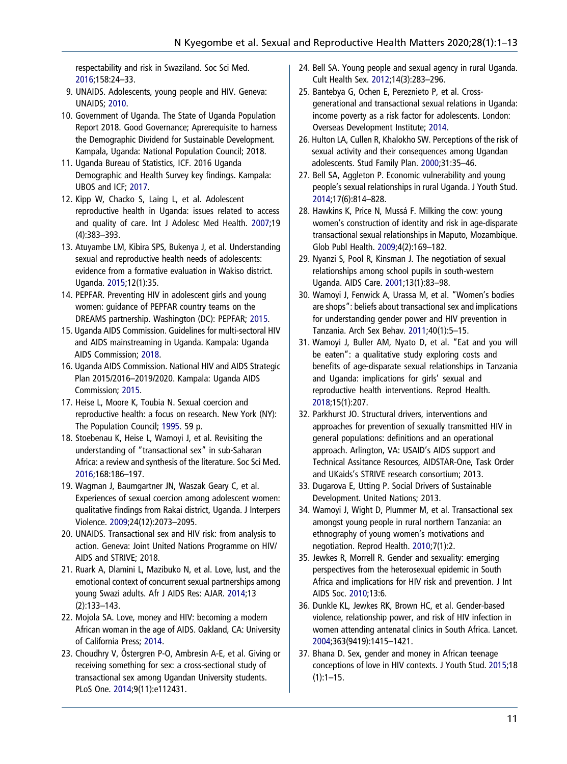respectability and risk in Swaziland. Soc Sci Med. 2016;158:24–33.

9. UNAIDS. Adolescents, young people and HIV. Geneva: UNAIDS; 2010.
10. Government of Uganda. The State of Uganda Population Report 2018. Good Governance; Aprerequisite to harness the Demographic Dividend for Sustainable Development. Kampala, Uganda: National Population Council; 2018.
11. Uganda Bureau of Statistics, ICF. 2016 Uganda Demographic and Health Survey key findings. Kampala: UBOS and ICF; 2017.
12. Kipp W, Chacko S, Laing L, et al. Adolescent reproductive health in Uganda: issues related to access and quality of care. Int J Adolesc Med Health. 2007;19 (4):383–393.
13. Atuyambe LM, Kibira SPS, Bukenya J, et al. Understanding sexual and reproductive health needs of adolescents: evidence from a formative evaluation in Wakiso district. Uganda. 2015;12(1):35.
14. PEPFAR. Preventing HIV in adolescent girls and young women: guidance of PEPFAR country teams on the DREAMS partnership. Washington (DC): PEPFAR; 2015.
15. Uganda AIDS Commission. Guidelines for multi-sectoral HIV and AIDS mainstreaming in Uganda. Kampala: Uganda AIDS Commission; 2018.
16. Uganda AIDS Commission. National HIV and AIDS Strategic Plan 2015/2016–2019/2020. Kampala: Uganda AIDS Commission; 2015.
17. Heise L, Moore K, Toubia N. Sexual coercion and reproductive health: a focus on research. New York (NY): The Population Council; 1995. 59 p.
18. Stoebenau K, Heise L, Wamoyi J, et al. Revisiting the understanding of "transactional sex" in sub-Saharan Africa: a review and synthesis of the literature. Soc Sci Med. 2016;168:186–197.
19. Wagman J, Baumgartner JN, Waszak Geary C, et al. Experiences of sexual coercion among adolescent women: qualitative findings from Rakai district, Uganda. J Interpers Violence. 2009;24(12):2073–2095.
20. UNAIDS. Transactional sex and HIV risk: from analysis to action. Geneva: Joint United Nations Programme on HIV/AIDS and STRIVE; 2018.
21. Ruark A, Dlamini L, Mazibuko N, et al. Love, lust, and the emotional context of concurrent sexual partnerships among young Swazi adults. Afr J AIDS Res: AJAR. 2014;13 (2):133–143.
22. Mojola SA. Love, money and HIV: becoming a modern African woman in the age of AIDS. Oakland, CA: University of California Press; 2014.
23. Choudhry V, Östergren P-O, Ambresin A-E, et al. Giving or receiving something for sex: a cross-sectional study of transactional sex among Ugandan University students. PLoS One. 2014;9(11):e112431.
24. Bell SA. Young people and sexual agency in rural Uganda. Cult Health Sex. 2012;14(3):283–296.
25. Bantebya G, Ochen E, Pereznieto P, et al. Cross-generational and transactional sexual relations in Uganda: income poverty as a risk factor for adolescents. London: Overseas Development Institute; 2014.
26. Hulton LA, Cullen R, Khalokho SW. Perceptions of the risk of sexual activity and their consequences among Ugandan adolescents. Stud Family Plan. 2000;31:35–46.
27. Bell SA, Aggleton P. Economic vulnerability and young people's sexual relationships in rural Uganda. J Youth Stud. 2014;17(6):814–828.
28. Hawkins K, Price N, Mussá F. Milking the cow: young women's construction of identity and risk in age-disparate transactional sexual relationships in Maputo, Mozambique. Glob Publ Health. 2009;4(2):169–182.
29. Nyanzi S, Pool R, Kinsman J. The negotiation of sexual relationships among school pupils in south-western Uganda. AIDS Care. 2001;13(1):83–98.
30. Wamoyi J, Fenwick A, Urassa M, et al. "Women's bodies are shops": beliefs about transactional sex and implications for understanding gender power and HIV prevention in Tanzania. Arch Sex Behav. 2011;40(1):5–15.
31. Wamoyi J, Buller AM, Nyato D, et al. "Eat and you will be eaten": a qualitative study exploring costs and benefits of age-disparate sexual relationships in Tanzania and Uganda: implications for girls' sexual and reproductive health interventions. Reprod Health. 2018;15(1):207.
32. Parkhurst JO. Structural drivers, interventions and approaches for prevention of sexually transmitted HIV in general populations: definitions and an operational approach. Arlington, VA: USAID's AIDS support and Technical Assitance Resources, AIDSTAR-One, Task Order and UKaids's STRIVE research consortium; 2013.
33. Dugarova E, Utting P. Social Drivers of Sustainable Development. United Nations; 2013.
34. Wamoyi J, Wight D, Plummer M, et al. Transactional sex amongst young people in rural northern Tanzania: an ethnography of young women's motivations and negotiation. Reprod Health. 2010;7(1):2.
35. Jewkes R, Morrell R. Gender and sexuality: emerging perspectives from the heterosexual epidemic in South Africa and implications for HIV risk and prevention. J Int AIDS Soc. 2010;13:6.
36. Dunkle KL, Jewkes RK, Brown HC, et al. Gender-based violence, relationship power, and risk of HIV infection in women attending antenatal clinics in South Africa. Lancet. 2004;363(9419):1415–1421.
37. Bhana D. Sex, gender and money in African teenage conceptions of love in HIV contexts. J Youth Stud. 2015;18 (1):1–15.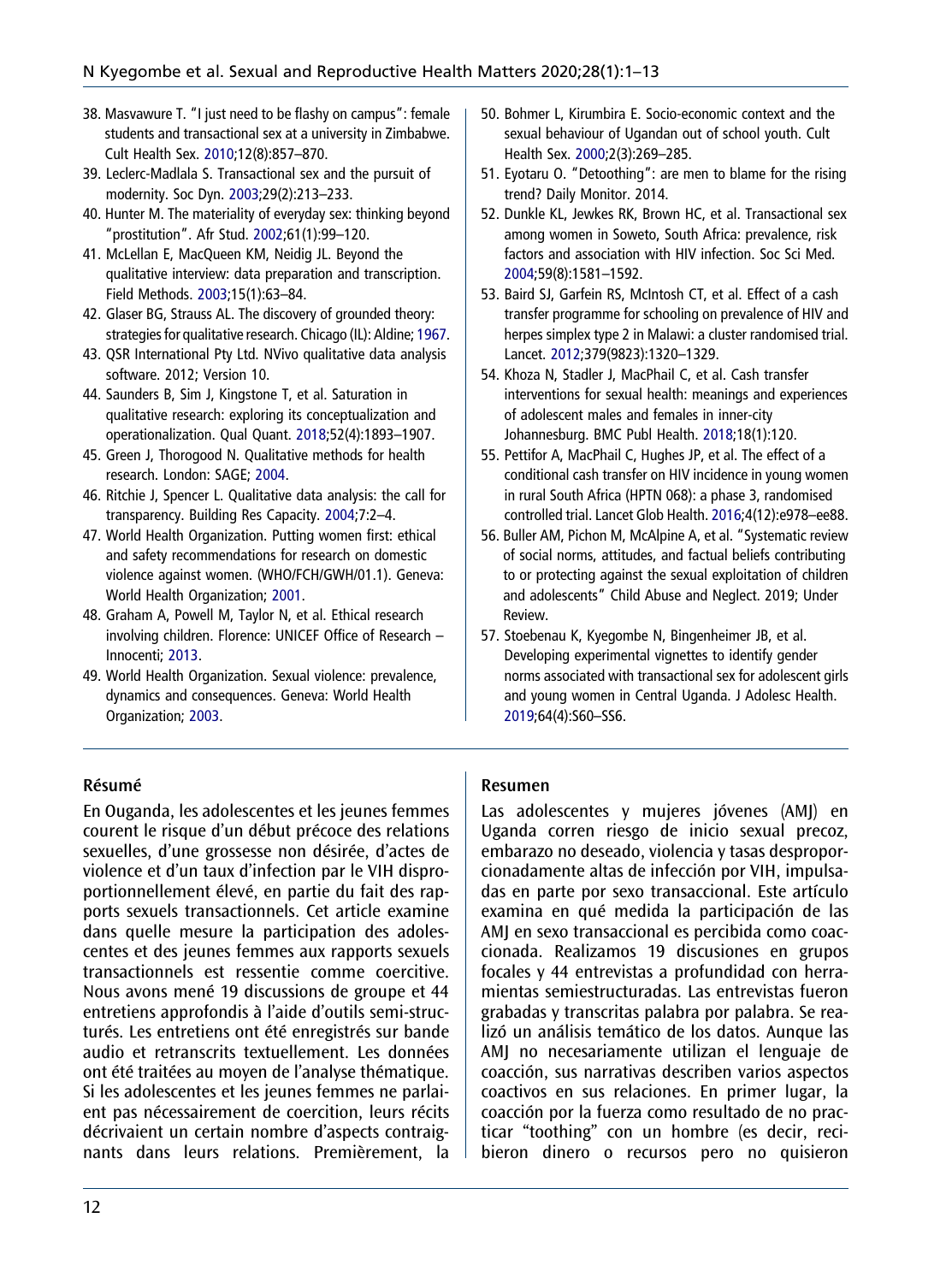38. Masvawure T. "I just need to be flashy on campus": female students and transactional sex at a university in Zimbabwe. Cult Health Sex. 2010;12(8):857–870.
39. Leclerc-Madlala S. Transactional sex and the pursuit of modernity. Soc Dyn. 2003;29(2):213–233.
40. Hunter M. The materiality of everyday sex: thinking beyond "prostitution". Afr Stud. 2002;61(1):99–120.
41. McLellan E, MacQueen KM, Neidig JL. Beyond the qualitative interview: data preparation and transcription. Field Methods. 2003;15(1):63–84.
42. Glaser BG, Strauss AL. The discovery of grounded theory: strategies for qualitative research. Chicago (IL): Aldine; 1967.
43. QSR International Pty Ltd. NVivo qualitative data analysis software. 2012; Version 10.
44. Saunders B, Sim J, Kingstone T, et al. Saturation in qualitative research: exploring its conceptualization and operationalization. Qual Quant. 2018;52(4):1893–1907.
45. Green J, Thorogood N. Qualitative methods for health research. London: SAGE; 2004.
46. Ritchie J, Spencer L. Qualitative data analysis: the call for transparency. Building Res Capacity. 2004;7:2–4.
47. World Health Organization. Putting women first: ethical and safety recommendations for research on domestic violence against women. (WHO/FCH/GWH/01.1). Geneva: World Health Organization; 2001.
48. Graham A, Powell M, Taylor N, et al. Ethical research involving children. Florence: UNICEF Office of Research – Innocenti; 2013.
49. World Health Organization. Sexual violence: prevalence, dynamics and consequences. Geneva: World Health Organization; 2003.
50. Bohmer L, Kirumbira E. Socio-economic context and the sexual behaviour of Ugandan out of school youth. Cult Health Sex. 2000;2(3):269–285.
51. Eyotaru O. "Detoothing": are men to blame for the rising trend? Daily Monitor. 2014.
52. Dunkle KL, Jewkes RK, Brown HC, et al. Transactional sex among women in Soweto, South Africa: prevalence, risk factors and association with HIV infection. Soc Sci Med. 2004;59(8):1581–1592.
53. Baird SJ, Garfein RS, McIntosh CT, et al. Effect of a cash transfer programme for schooling on prevalence of HIV and herpes simplex type 2 in Malawi: a cluster randomised trial. Lancet. 2012;379(9823):1320–1329.
54. Khoza N, Stadler J, MacPhail C, et al. Cash transfer interventions for sexual health: meanings and experiences of adolescent males and females in inner-city Johannesburg. BMC Publ Health. 2018;18(1):120.
55. Pettifor A, MacPhail C, Hughes JP, et al. The effect of a conditional cash transfer on HIV incidence in young women in rural South Africa (HPTN 068): a phase 3, randomised controlled trial. Lancet Glob Health. 2016;4(12):e978–ee88.
56. Buller AM, Pichon M, McAlpine A, et al. "Systematic review of social norms, attitudes, and factual beliefs contributing to or protecting against the sexual exploitation of children and adolescents" Child Abuse and Neglect. 2019; Under Review.
57. Stoebenau K, Kyegombe N, Bingenheimer JB, et al. Developing experimental vignettes to identify gender norms associated with transactional sex for adolescent girls and young women in Central Uganda. J Adolesc Health. 2019;64(4):S60–SS6.

## Résumé

En Ouganda, les adolescentes et les jeunes femmes courent le risque d'un début précoce des relations sexuelles, d'une grossesse non désirée, d'actes de violence et d'un taux d'infection par le VIH disproportionnellement élevé, en partie du fait des rapports sexuels transactionnels. Cet article examine dans quelle mesure la participation des adolescentes et des jeunes femmes aux rapports sexuels transactionnels est ressentie comme coercitive. Nous avons mené 19 discussions de groupe et 44 entretiens approfondis à l'aide d'outils semi-structurés. Les entretiens ont été enregistrés sur bande audio et retranscrits textuellement. Les données ont été traitées au moyen de l'analyse thématique. Si les adolescentes et les jeunes femmes ne parlaient pas nécessairement de coercition, leurs récits décrivaient un certain nombre d'aspects contraignants dans leurs relations. Premièrement, la

## Resumen

Las adolescentes y mujeres jóvenes (AMJ) en Uganda corren riesgo de inicio sexual precoz, embarazo no deseado, violencia y tasas desproporcionadamente altas de infección por VIH, impulsadas en parte por sexo transaccional. Este artículo examina en qué medida la participación de las AMJ en sexo transaccional es percibida como coaccionada. Realizamos 19 discusiones en grupos focales y 44 entrevistas a profundidad con herramientas semiestructuradas. Las entrevistas fueron grabadas y transcritas palabra por palabra. Se realizó un análisis temático de los datos. Aunque las AMJ no necesariamente utilizan el lenguaje de coacción, sus narrativas describen varios aspectos coactivos en sus relaciones. En primer lugar, la coacción por la fuerza como resultado de no practicar "toothing" con un hombre (es decir, recibieron dinero o recursos pero no quisieron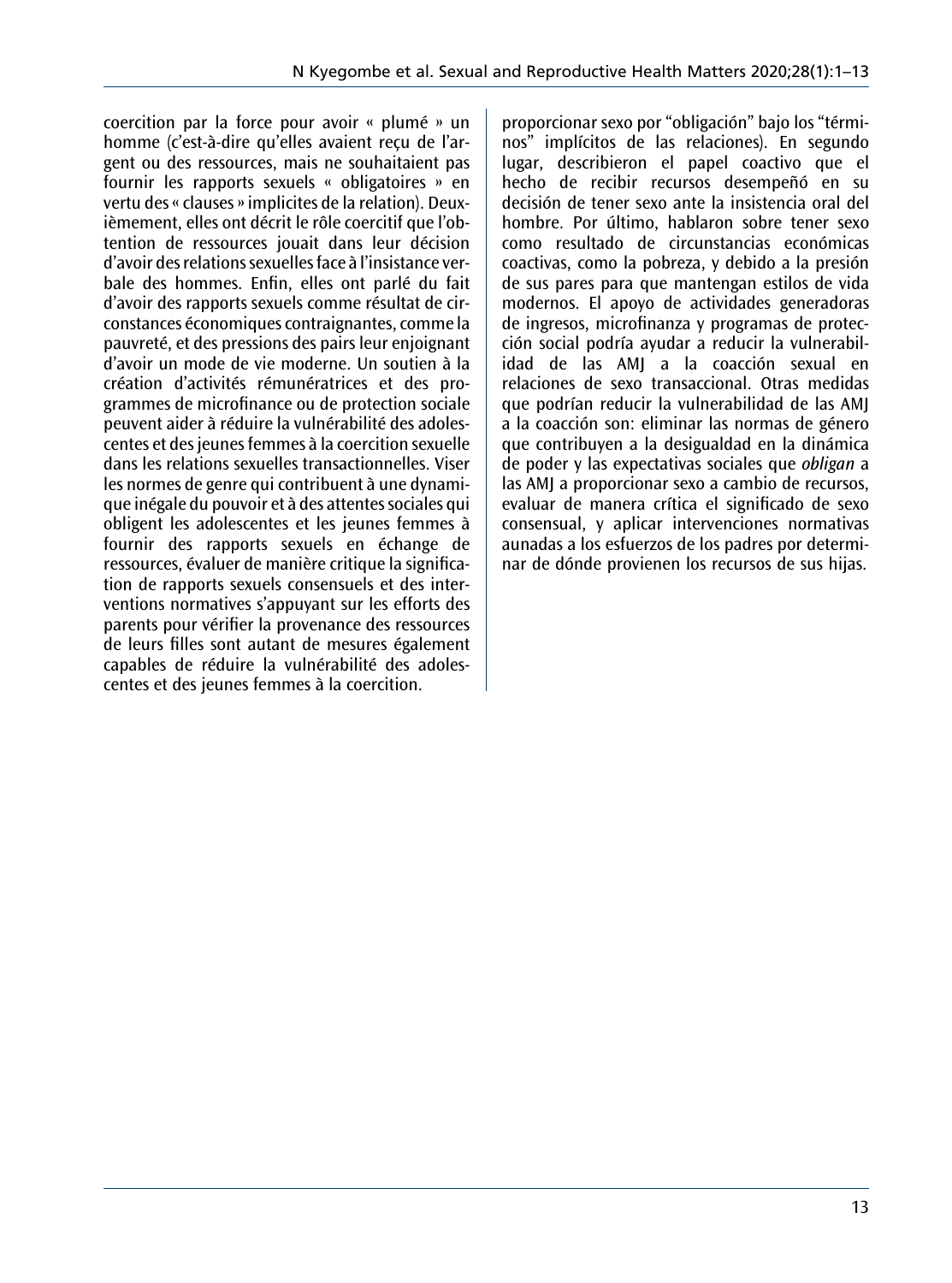coercition par la force pour avoir « plumé » un homme (c'est-à-dire qu'elles avaient reçu de l'argent ou des ressources, mais ne souhaitaient pas fournir les rapports sexuels « obligatoires » en vertu des « clauses » implicites de la relation). Deuxièmement, elles ont décrit le rôle coercitif que l'obtention de ressources jouait dans leur décision d'avoir des relations sexuelles face à l'insistance verbale des hommes. Enfin, elles ont parlé du fait d'avoir des rapports sexuels comme résultat de circonstances économiques contraignantes, comme la pauvreté, et des pressions des pairs leur enjoignant d'avoir un mode de vie moderne. Un soutien à la création d'activités rémunératrices et des programmes de microfinance ou de protection sociale peuvent aider à réduire la vulnérabilité des adolescentes et des jeunes femmes à la coercition sexuelle dans les relations sexuelles transactionnelles. Viser les normes de genre qui contribuent à une dynamique inégale du pouvoir et à des attentes sociales qui obligent les adolescentes et les jeunes femmes à fournir des rapports sexuels en échange de ressources, évaluer de manière critique la signification de rapports sexuels consensuels et des interventions normatives s'appuyant sur les efforts des parents pour vérifier la provenance des ressources de leurs filles sont autant de mesures également capables de réduire la vulnérabilité des adolescentes et des jeunes femmes à la coercition.

proporcionar sexo por "obligación" bajo los "términos" implícitos de las relaciones). En segundo lugar, describieron el papel coactivo que el hecho de recibir recursos desempeñó en su decisión de tener sexo ante la insistencia oral del hombre. Por último, hablaron sobre tener sexo como resultado de circunstancias económicas coactivas, como la pobreza, y debido a la presión de sus pares para que mantengan estilos de vida modernos. El apoyo de actividades generadoras de ingresos, microfinanza y programas de protección social podría ayudar a reducir la vulnerabilidad de las AMJ a la coacción sexual en relaciones de sexo transaccional. Otras medidas que podrían reducir la vulnerabilidad de las AMJ a la coacción son: eliminar las normas de género que contribuyen a la desigualdad en la dinámica de poder y las expectativas sociales que *obligan* a las AMJ a proporcionar sexo a cambio de recursos, evaluar de manera crítica el significado de sexo consensual, y aplicar intervenciones normativas aunadas a los esfuerzos de los padres por determinar de dónde provienen los recursos de sus hijas.